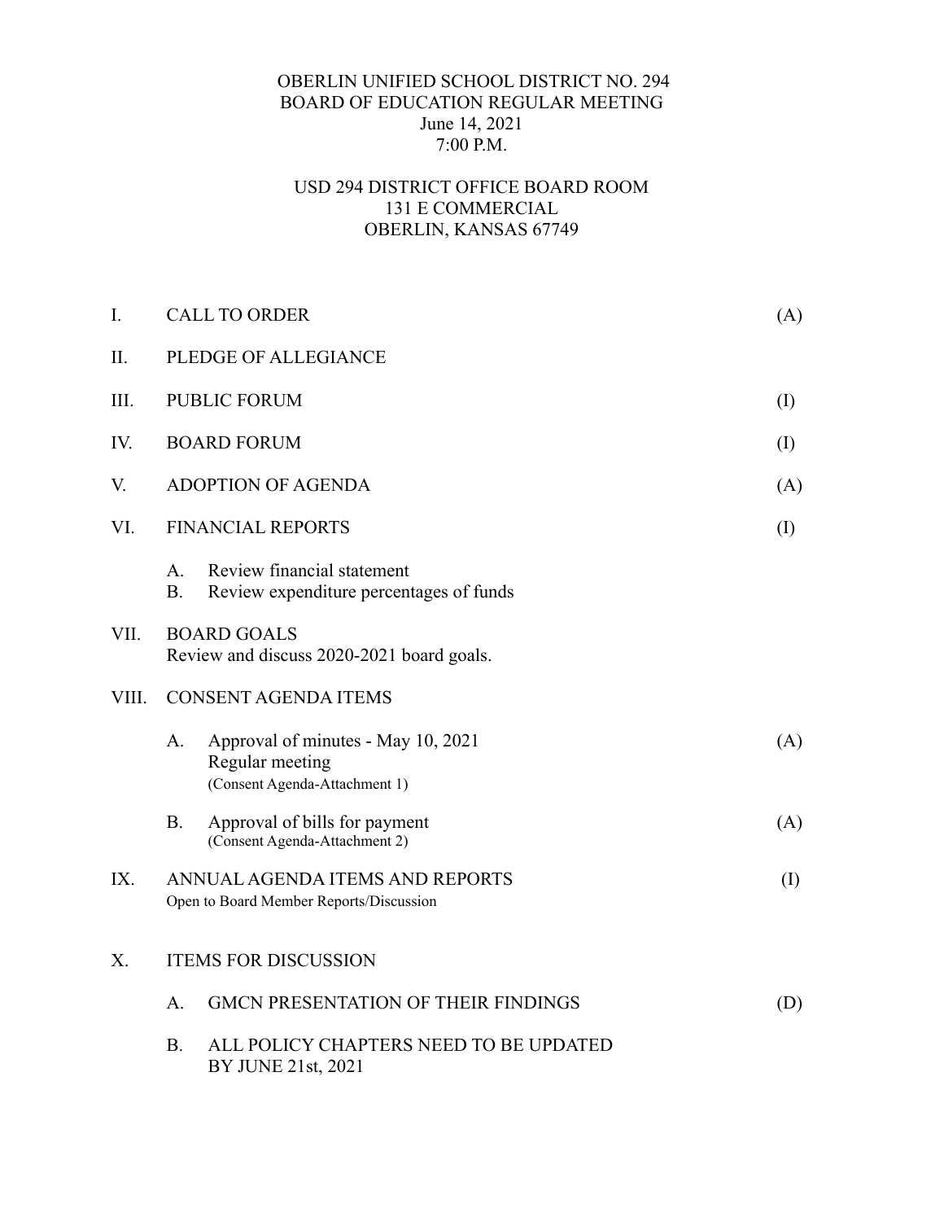# OBERLIN UNIFIED SCHOOL DISTRICT NO. 294
## BOARD OF EDUCATION REGULAR MEETING
June 14, 2021
7:00 P.M.

USD 294 DISTRICT OFFICE BOARD ROOM
131 E COMMERCIAL
OBERLIN, KANSAS 67749

I. CALL TO ORDER (A)

II. PLEDGE OF ALLEGIANCE

III. PUBLIC FORUM (I)

IV. BOARD FORUM (I)

V. ADOPTION OF AGENDA (A)

VI. FINANCIAL REPORTS (I)

- A. Review financial statement
- B. Review expenditure percentages of funds

VII. BOARD GOALS
Review and discuss 2020-2021 board goals.

VIII. CONSENT AGENDA ITEMS

- A. Approval of minutes - May 10, 2021 (A)
  Regular meeting
  (Consent Agenda-Attachment 1)
- B. Approval of bills for payment (A)
  (Consent Agenda-Attachment 2)

IX. ANNUAL AGENDA ITEMS AND REPORTS (I)
Open to Board Member Reports/Discussion

X. ITEMS FOR DISCUSSION

- A. GMCN PRESENTATION OF THEIR FINDINGS (D)
- B. ALL POLICY CHAPTERS NEED TO BE UPDATED BY JUNE 21st, 2021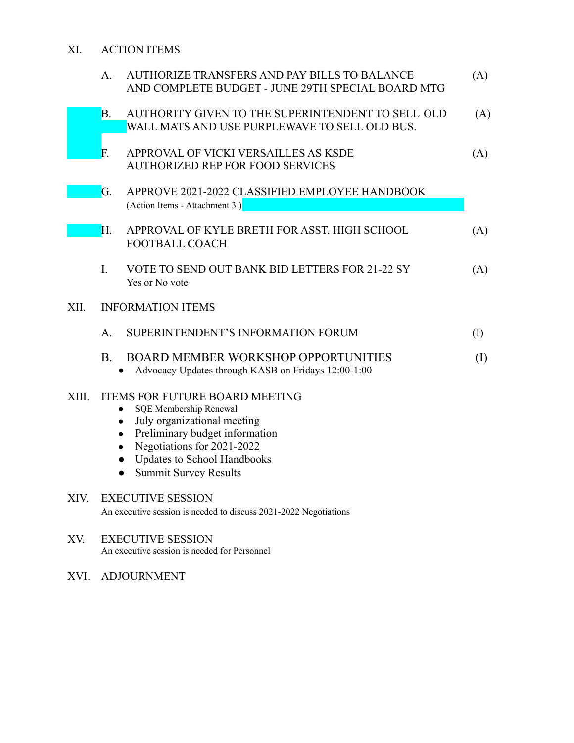## XI. ACTION ITEMS

A. AUTHORIZE TRANSFERS AND PAY BILLS TO BALANCE AND COMPLETE BUDGET - JUNE 29TH SPECIAL BOARD MTG (A)

B. AUTHORITY GIVEN TO THE SUPERINTENDENT TO SELL OLD WALL MATS AND USE PURPLEWAVE TO SELL OLD BUS. (A)

F. APPROVAL OF VICKI VERSAILLES AS KSDE AUTHORIZED REP FOR FOOD SERVICES (A)

G. APPROVE 2021-2022 CLASSIFIED EMPLOYEE HANDBOOK
(Action Items - Attachment 3 )

H. APPROVAL OF KYLE BRETH FOR ASST. HIGH SCHOOL FOOTBALL COACH (A)

I. VOTE TO SEND OUT BANK BID LETTERS FOR 21-22 SY (A)
Yes or No vote

## XII. INFORMATION ITEMS

A. SUPERINTENDENT'S INFORMATION FORUM (I)

B. BOARD MEMBER WORKSHOP OPPORTUNITIES (I)

- Advocacy Updates through KASB on Fridays 12:00-1:00

## XIII. ITEMS FOR FUTURE BOARD MEETING

- SQE Membership Renewal
- July organizational meeting
- Preliminary budget information
- Negotiations for 2021-2022
- Updates to School Handbooks
- Summit Survey Results

## XIV. EXECUTIVE SESSION

An executive session is needed to discuss 2021-2022 Negotiations

## XV. EXECUTIVE SESSION

An executive session is needed for Personnel

## XVI. ADJOURNMENT